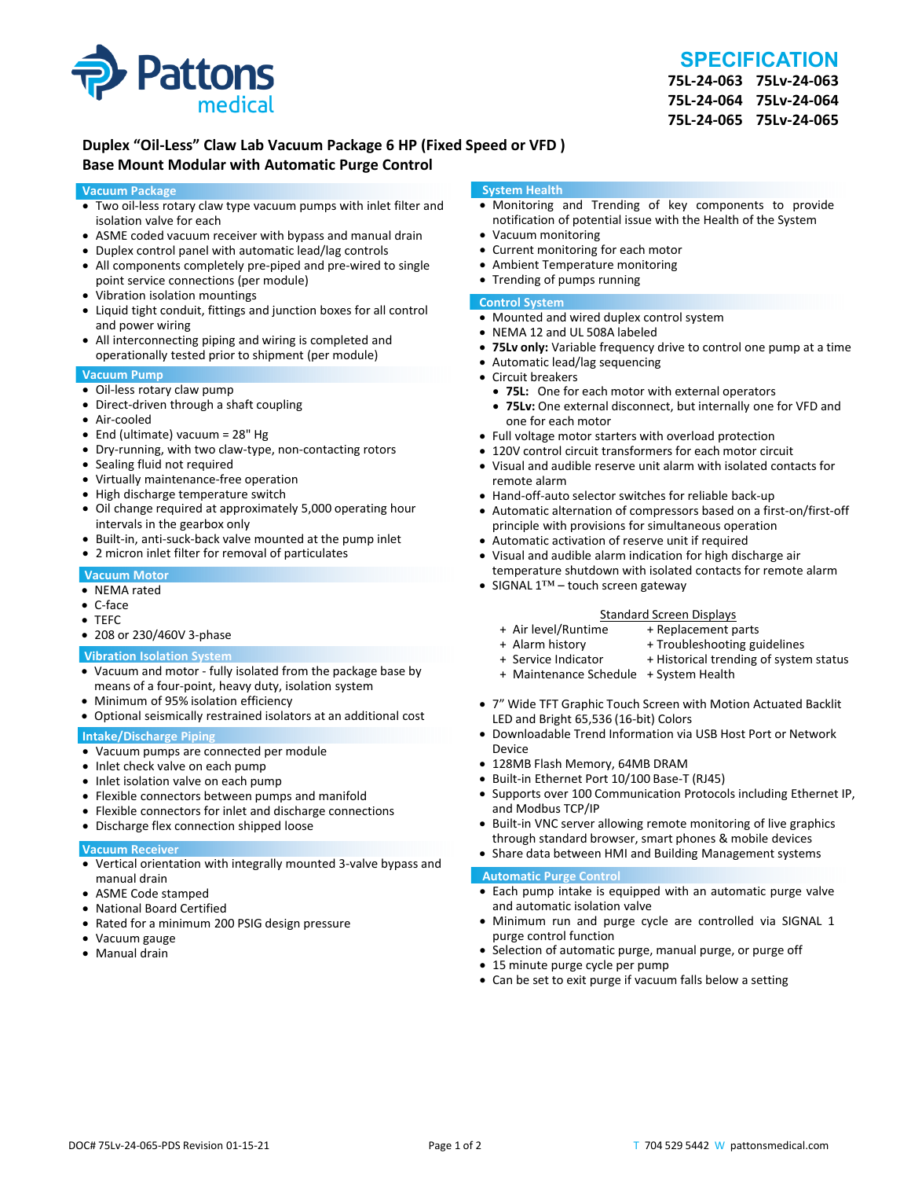# SPECIFICATION

**75L-24-063 75Lv-24-063**
**75L-24-064 75Lv-24-064**
**75L-24-065 75Lv-24-065**

## Duplex "Oil-Less" Claw Lab Vacuum Package 6 HP (Fixed Speed or VFD )
## Base Mount Modular with Automatic Purge Control

### Vacuum Package

- Two oil-less rotary claw type vacuum pumps with inlet filter and isolation valve for each
- ASME coded vacuum receiver with bypass and manual drain
- Duplex control panel with automatic lead/lag controls
- All components completely pre-piped and pre-wired to single point service connections (per module)
- Vibration isolation mountings
- Liquid tight conduit, fittings and junction boxes for all control and power wiring
- All interconnecting piping and wiring is completed and operationally tested prior to shipment (per module)

### Vacuum Pump

- Oil-less rotary claw pump
- Direct-driven through a shaft coupling
- Air-cooled
- End (ultimate) vacuum = 28" Hg
- Dry-running, with two claw-type, non-contacting rotors
- Sealing fluid not required
- Virtually maintenance-free operation
- High discharge temperature switch
- Oil change required at approximately 5,000 operating hour intervals in the gearbox only
- Built-in, anti-suck-back valve mounted at the pump inlet
- 2 micron inlet filter for removal of particulates

### Vacuum Motor

- NEMA rated
- C-face
- TEFC
- 208 or 230/460V 3-phase

### Vibration Isolation System

- Vacuum and motor - fully isolated from the package base by means of a four-point, heavy duty, isolation system
- Minimum of 95% isolation efficiency
- Optional seismically restrained isolators at an additional cost

### Intake/Discharge Piping

- Vacuum pumps are connected per module
- Inlet check valve on each pump
- Inlet isolation valve on each pump
- Flexible connectors between pumps and manifold
- Flexible connectors for inlet and discharge connections
- Discharge flex connection shipped loose

### Vacuum Receiver

- Vertical orientation with integrally mounted 3-valve bypass and manual drain
- ASME Code stamped
- National Board Certified
- Rated for a minimum 200 PSIG design pressure
- Vacuum gauge
- Manual drain

### System Health

- Monitoring and Trending of key components to provide notification of potential issue with the Health of the System
- Vacuum monitoring
- Current monitoring for each motor
- Ambient Temperature monitoring
- Trending of pumps running

### Control System

- Mounted and wired duplex control system
- NEMA 12 and UL 508A labeled
- **75Lv only:** Variable frequency drive to control one pump at a time
- Automatic lead/lag sequencing
- Circuit breakers
  - **75L:** One for each motor with external operators
  - **75Lv:** One external disconnect, but internally one for VFD and one for each motor
- Full voltage motor starters with overload protection
- 120V control circuit transformers for each motor circuit
- Visual and audible reserve unit alarm with isolated contacts for remote alarm
- Hand-off-auto selector switches for reliable back-up
- Automatic alternation of compressors based on a first-on/first-off principle with provisions for simultaneous operation
- Automatic activation of reserve unit if required
- Visual and audible alarm indication for high discharge air temperature shutdown with isolated contacts for remote alarm
- SIGNAL 1™ – touch screen gateway

<u>Standard Screen Displays</u>

| | |
|---|---|
| + Air level/Runtime | + Replacement parts |
| + Alarm history | + Troubleshooting guidelines |
| + Service Indicator | + Historical trending of system status |
| + Maintenance Schedule | + System Health |

- 7" Wide TFT Graphic Touch Screen with Motion Actuated Backlit LED and Bright 65,536 (16-bit) Colors
- Downloadable Trend Information via USB Host Port or Network Device
- 128MB Flash Memory, 64MB DRAM
- Built-in Ethernet Port 10/100 Base-T (RJ45)
- Supports over 100 Communication Protocols including Ethernet IP, and Modbus TCP/IP
- Built-in VNC server allowing remote monitoring of live graphics through standard browser, smart phones & mobile devices
- Share data between HMI and Building Management systems

### Automatic Purge Control

- Each pump intake is equipped with an automatic purge valve and automatic isolation valve
- Minimum run and purge cycle are controlled via SIGNAL 1 purge control function
- Selection of automatic purge, manual purge, or purge off
- 15 minute purge cycle per pump
- Can be set to exit purge if vacuum falls below a setting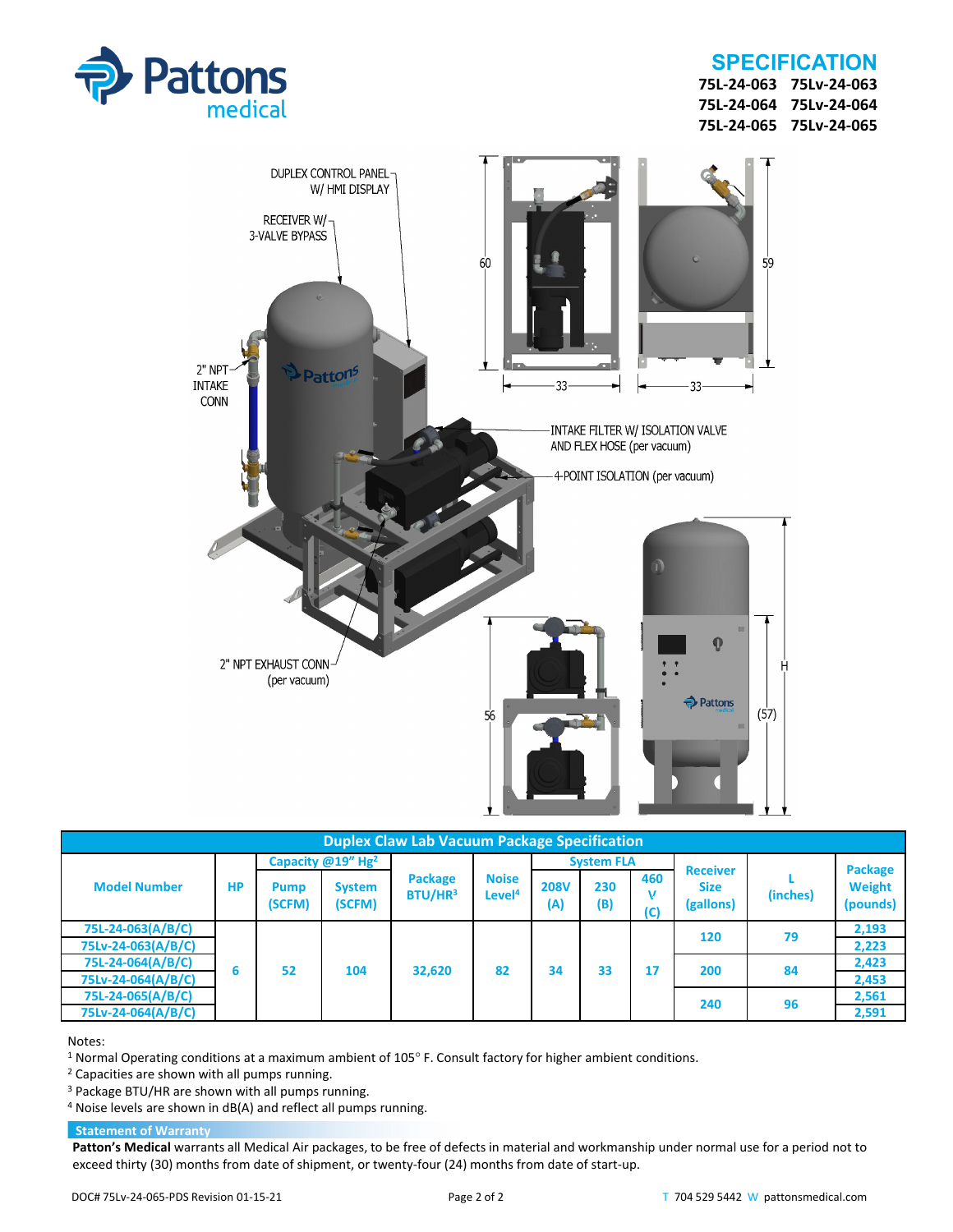# SPECIFICATION

**75L-24-063 75Lv-24-063**
**75L-24-064 75Lv-24-064**
**75L-24-065 75Lv-24-065**

DUPLEX CONTROL PANEL W/ HMI DISPLAY

RECEIVER W/ 3-VALVE BYPASS

2" NPT INTAKE CONN

INTAKE FILTER W/ ISOLATION VALVE AND FLEX HOSE (per vacuum)

4-POINT ISOLATION (per vacuum)

2" NPT EXHAUST CONN (per vacuum)

60

59

33

33

56

H

(57)

| Duplex Claw Lab Vacuum Package Specification | | | | | | | | | | | |
|---|---|---|---|---|---|---|---|---|---|---|---|
| Model Number | HP | Capacity @19" Hg[2] | | Package BTU/HR[3] | Noise Level[4] | System FLA | | | Receiver Size (gallons) | L (inches) | Package Weight (pounds) |
| | | Pump (SCFM) | System (SCFM) | | | 208V (A) | 230 (B) | 460 V (C) | | | |
| 75L-24-063(A/B/C) | 6 | 52 | 104 | 32,620 | 82 | 34 | 33 | 17 | 120 | 79 | 2,193 |
| 75Lv-24-063(A/B/C) | | | | | | | | | | | 2,223 |
| 75L-24-064(A/B/C) | | | | | | | | | 200 | 84 | 2,423 |
| 75Lv-24-064(A/B/C) | | | | | | | | | | | 2,453 |
| 75L-24-065(A/B/C) | | | | | | | | | 240 | 96 | 2,561 |
| 75Lv-24-064(A/B/C) | | | | | | | | | | | 2,591 |

Notes:

[1] Normal Operating conditions at a maximum ambient of 105° F. Consult factory for higher ambient conditions.

[2] Capacities are shown with all pumps running.

[3] Package BTU/HR are shown with all pumps running.

[4] Noise levels are shown in dB(A) and reflect all pumps running.

## Statement of Warranty

**Patton's Medical** warrants all Medical Air packages, to be free of defects in material and workmanship under normal use for a period not to exceed thirty (30) months from date of shipment, or twenty-four (24) months from date of start-up.

DOC# 75Lv-24-065-PDS Revision 01-15-21

T 704 529 5442 W pattonsmedical.com